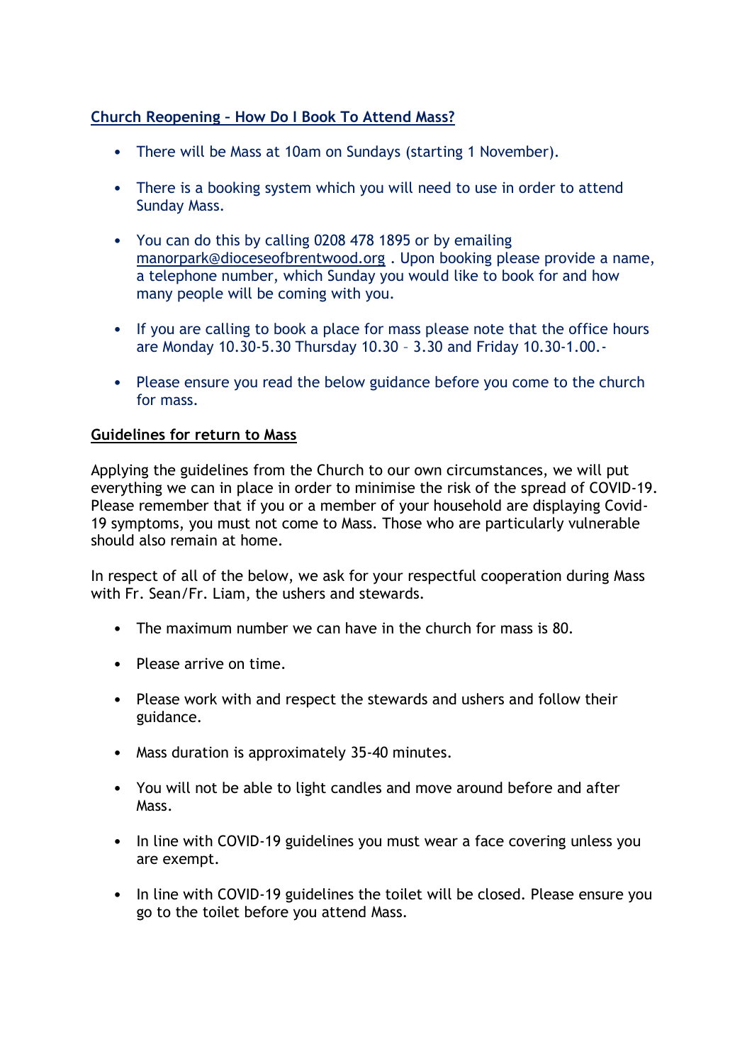**Church Reopening – How Do I Book To Attend Mass?**

- There will be Mass at 10am on Sundays (starting 1 November).
- There is a booking system which you will need to use in order to attend Sunday Mass.
- You can do this by calling 0208 478 1895 or by emailing manorpark@dioceseofbrentwood.org . Upon booking please provide a name, a telephone number, which Sunday you would like to book for and how many people will be coming with you.
- If you are calling to book a place for mass please note that the office hours are Monday 10.30-5.30 Thursday 10.30 – 3.30 and Friday 10.30-1.00.-
- Please ensure you read the below guidance before you come to the church for mass.

**Guidelines for return to Mass**

Applying the guidelines from the Church to our own circumstances, we will put everything we can in place in order to minimise the risk of the spread of COVID-19. Please remember that if you or a member of your household are displaying Covid-19 symptoms, you must not come to Mass. Those who are particularly vulnerable should also remain at home.

In respect of all of the below, we ask for your respectful cooperation during Mass with Fr. Sean/Fr. Liam, the ushers and stewards.

- The maximum number we can have in the church for mass is 80.
- Please arrive on time.
- Please work with and respect the stewards and ushers and follow their guidance.
- Mass duration is approximately 35-40 minutes.
- You will not be able to light candles and move around before and after Mass.
- In line with COVID-19 guidelines you must wear a face covering unless you are exempt.
- In line with COVID-19 guidelines the toilet will be closed. Please ensure you go to the toilet before you attend Mass.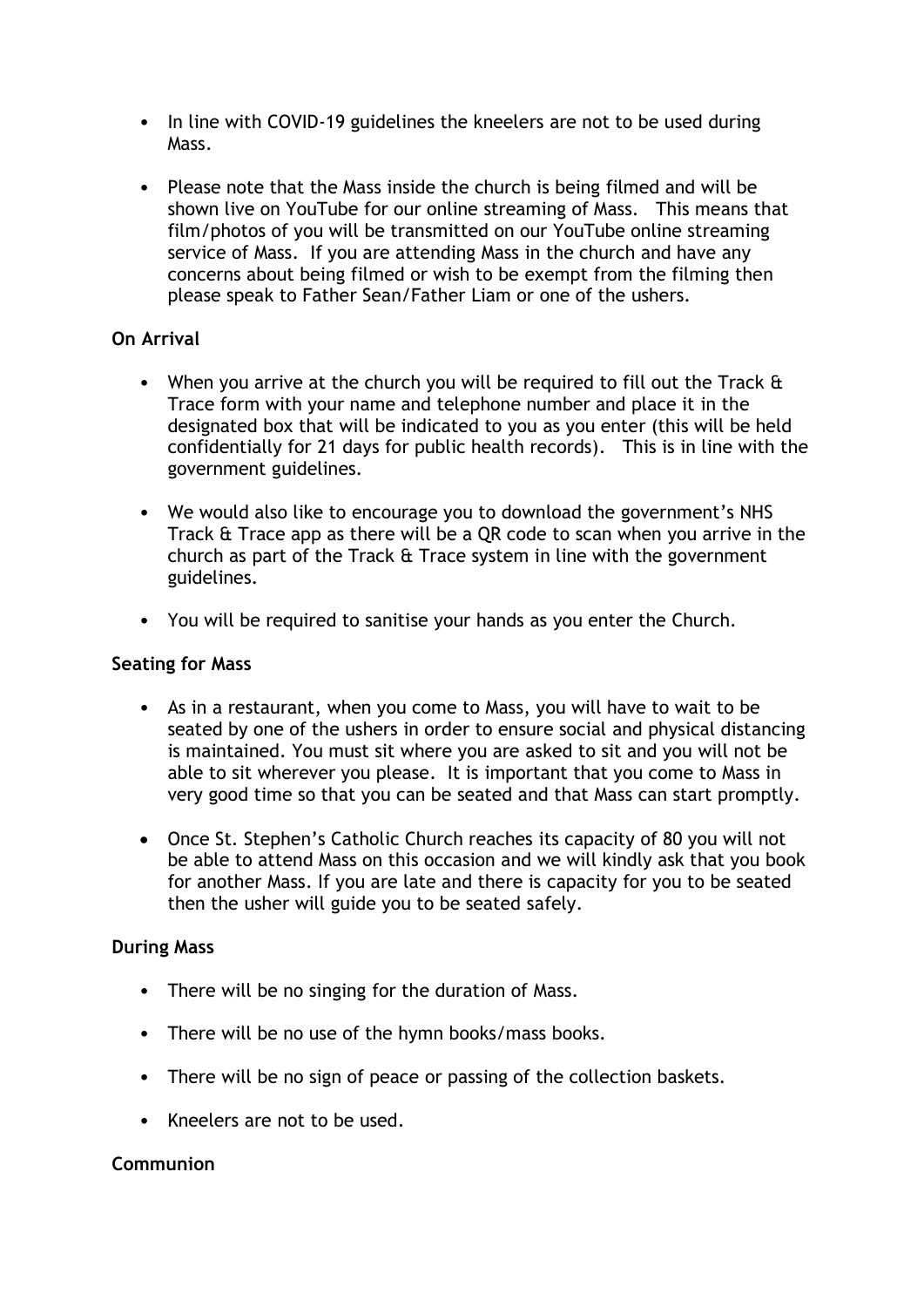- In line with COVID-19 guidelines the kneelers are not to be used during Mass.
- Please note that the Mass inside the church is being filmed and will be shown live on YouTube for our online streaming of Mass. This means that film/photos of you will be transmitted on our YouTube online streaming service of Mass. If you are attending Mass in the church and have any concerns about being filmed or wish to be exempt from the filming then please speak to Father Sean/Father Liam or one of the ushers.

**On Arrival**

- When you arrive at the church you will be required to fill out the Track & Trace form with your name and telephone number and place it in the designated box that will be indicated to you as you enter (this will be held confidentially for 21 days for public health records). This is in line with the government guidelines.
- We would also like to encourage you to download the government's NHS Track & Trace app as there will be a QR code to scan when you arrive in the church as part of the Track & Trace system in line with the government guidelines.
- You will be required to sanitise your hands as you enter the Church.

**Seating for Mass**

- As in a restaurant, when you come to Mass, you will have to wait to be seated by one of the ushers in order to ensure social and physical distancing is maintained. You must sit where you are asked to sit and you will not be able to sit wherever you please. It is important that you come to Mass in very good time so that you can be seated and that Mass can start promptly.
- Once St. Stephen's Catholic Church reaches its capacity of 80 you will not be able to attend Mass on this occasion and we will kindly ask that you book for another Mass. If you are late and there is capacity for you to be seated then the usher will guide you to be seated safely.

**During Mass**

- There will be no singing for the duration of Mass.
- There will be no use of the hymn books/mass books.
- There will be no sign of peace or passing of the collection baskets.
- Kneelers are not to be used.

**Communion**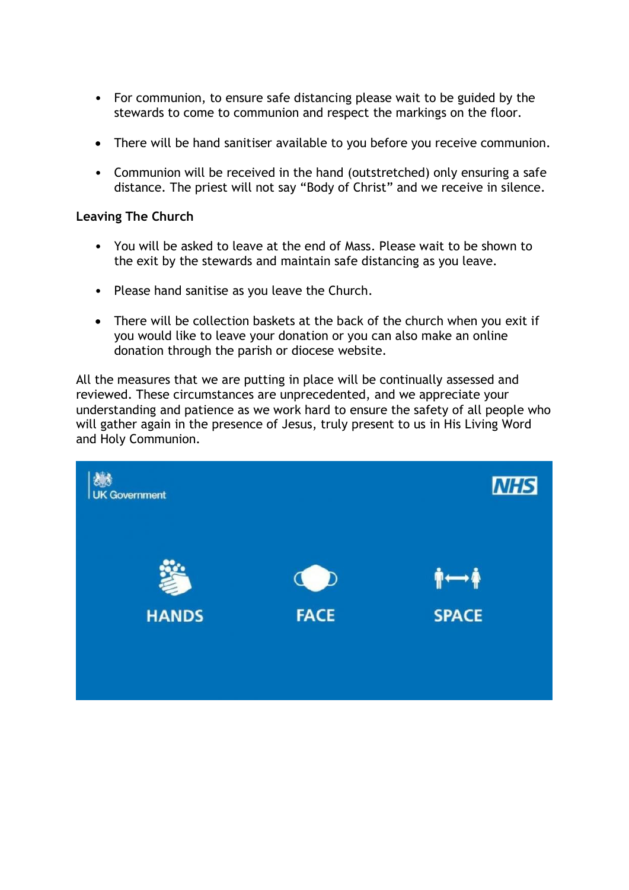- For communion, to ensure safe distancing please wait to be guided by the stewards to come to communion and respect the markings on the floor.
- There will be hand sanitiser available to you before you receive communion.
- Communion will be received in the hand (outstretched) only ensuring a safe distance. The priest will not say "Body of Christ" and we receive in silence.

**Leaving The Church**

- You will be asked to leave at the end of Mass. Please wait to be shown to the exit by the stewards and maintain safe distancing as you leave.
- Please hand sanitise as you leave the Church.
- There will be collection baskets at the back of the church when you exit if you would like to leave your donation or you can also make an online donation through the parish or diocese website.

All the measures that we are putting in place will be continually assessed and reviewed. These circumstances are unprecedented, and we appreciate your understanding and patience as we work hard to ensure the safety of all people who will gather again in the presence of Jesus, truly present to us in His Living Word and Holy Communion.

UK Government

NHS

HANDS

FACE

SPACE